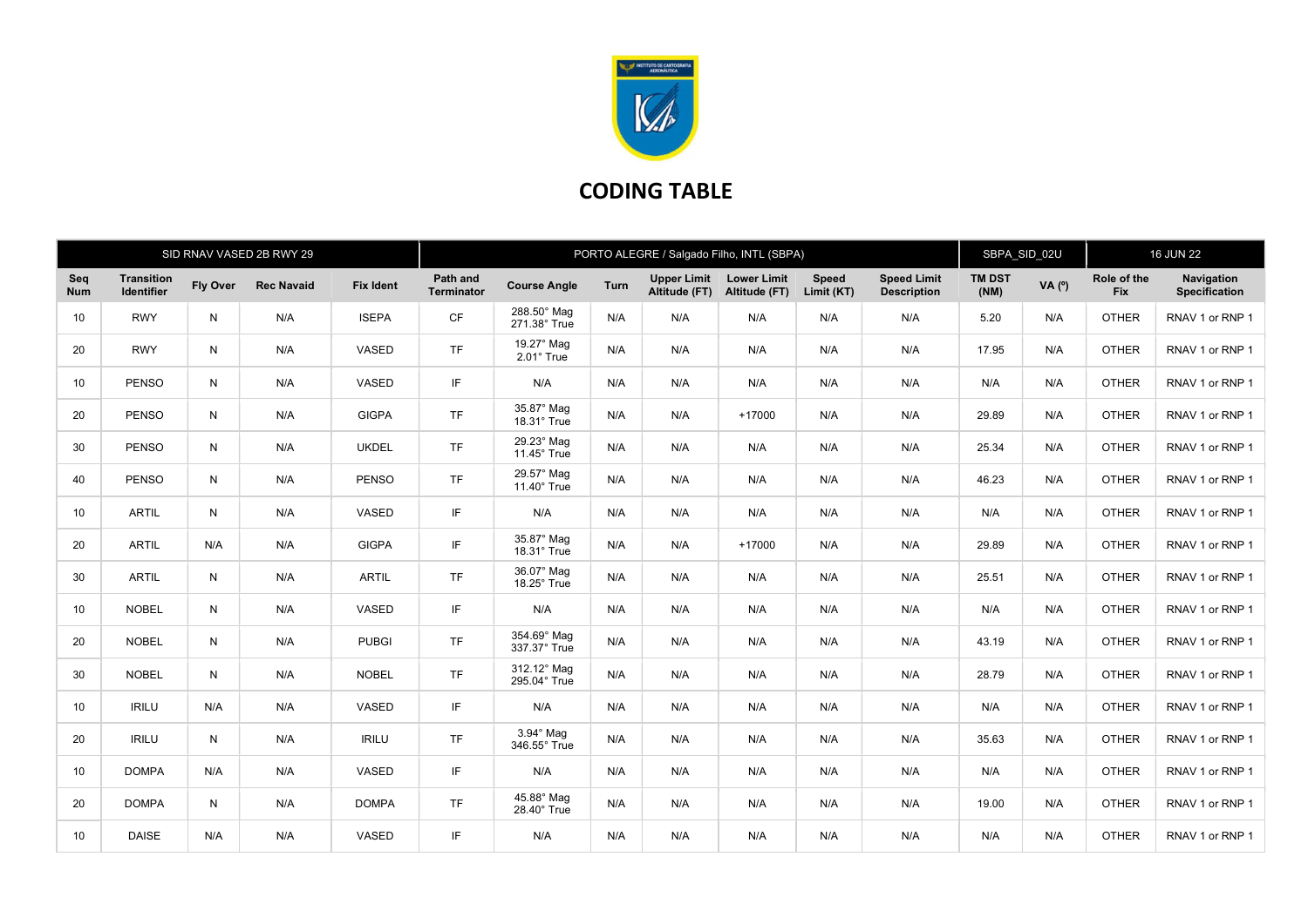# CODING TABLE

| SID RNAV VASED 2B RWY 29 | | | | | PORTO ALEGRE / Salgado Filho, INTL (SBPA) | | | | | | | SBPA_SID_02U | | 16 JUN 22 | |
|---|---|---|---|---|---|---|---|---|---|---|---|---|---|---|---|
| Seq Num | Transition Identifier | Fly Over | Rec Navaid | Fix Ident | Path and Terminator | Course Angle | Turn | Upper Limit Altitude (FT) | Lower Limit Altitude (FT) | Speed Limit (KT) | Speed Limit Description | TM DST (NM) | VA (º) | Role of the Fix | Navigation Specification |
| 10 | RWY | N | N/A | ISEPA | CF | 288.50° Mag 271.38° True | N/A | N/A | N/A | N/A | N/A | 5.20 | N/A | OTHER | RNAV 1 or RNP 1 |
| 20 | RWY | N | N/A | VASED | TF | 19.27° Mag 2.01° True | N/A | N/A | N/A | N/A | N/A | 17.95 | N/A | OTHER | RNAV 1 or RNP 1 |
| 10 | PENSO | N | N/A | VASED | IF | N/A | N/A | N/A | N/A | N/A | N/A | N/A | N/A | OTHER | RNAV 1 or RNP 1 |
| 20 | PENSO | N | N/A | GIGPA | TF | 35.87° Mag 18.31° True | N/A | N/A | +17000 | N/A | N/A | 29.89 | N/A | OTHER | RNAV 1 or RNP 1 |
| 30 | PENSO | N | N/A | UKDEL | TF | 29.23° Mag 11.45° True | N/A | N/A | N/A | N/A | N/A | 25.34 | N/A | OTHER | RNAV 1 or RNP 1 |
| 40 | PENSO | N | N/A | PENSO | TF | 29.57° Mag 11.40° True | N/A | N/A | N/A | N/A | N/A | 46.23 | N/A | OTHER | RNAV 1 or RNP 1 |
| 10 | ARTIL | N | N/A | VASED | IF | N/A | N/A | N/A | N/A | N/A | N/A | N/A | N/A | OTHER | RNAV 1 or RNP 1 |
| 20 | ARTIL | N/A | N/A | GIGPA | IF | 35.87° Mag 18.31° True | N/A | N/A | +17000 | N/A | N/A | 29.89 | N/A | OTHER | RNAV 1 or RNP 1 |
| 30 | ARTIL | N | N/A | ARTIL | TF | 36.07° Mag 18.25° True | N/A | N/A | N/A | N/A | N/A | 25.51 | N/A | OTHER | RNAV 1 or RNP 1 |
| 10 | NOBEL | N | N/A | VASED | IF | N/A | N/A | N/A | N/A | N/A | N/A | N/A | N/A | OTHER | RNAV 1 or RNP 1 |
| 20 | NOBEL | N | N/A | PUBGI | TF | 354.69° Mag 337.37° True | N/A | N/A | N/A | N/A | N/A | 43.19 | N/A | OTHER | RNAV 1 or RNP 1 |
| 30 | NOBEL | N | N/A | NOBEL | TF | 312.12° Mag 295.04° True | N/A | N/A | N/A | N/A | N/A | 28.79 | N/A | OTHER | RNAV 1 or RNP 1 |
| 10 | IRILU | N/A | N/A | VASED | IF | N/A | N/A | N/A | N/A | N/A | N/A | N/A | N/A | OTHER | RNAV 1 or RNP 1 |
| 20 | IRILU | N | N/A | IRILU | TF | 3.94° Mag 346.55° True | N/A | N/A | N/A | N/A | N/A | 35.63 | N/A | OTHER | RNAV 1 or RNP 1 |
| 10 | DOMPA | N/A | N/A | VASED | IF | N/A | N/A | N/A | N/A | N/A | N/A | N/A | N/A | OTHER | RNAV 1 or RNP 1 |
| 20 | DOMPA | N | N/A | DOMPA | TF | 45.88° Mag 28.40° True | N/A | N/A | N/A | N/A | N/A | 19.00 | N/A | OTHER | RNAV 1 or RNP 1 |
| 10 | DAISE | N/A | N/A | VASED | IF | N/A | N/A | N/A | N/A | N/A | N/A | N/A | N/A | OTHER | RNAV 1 or RNP 1 |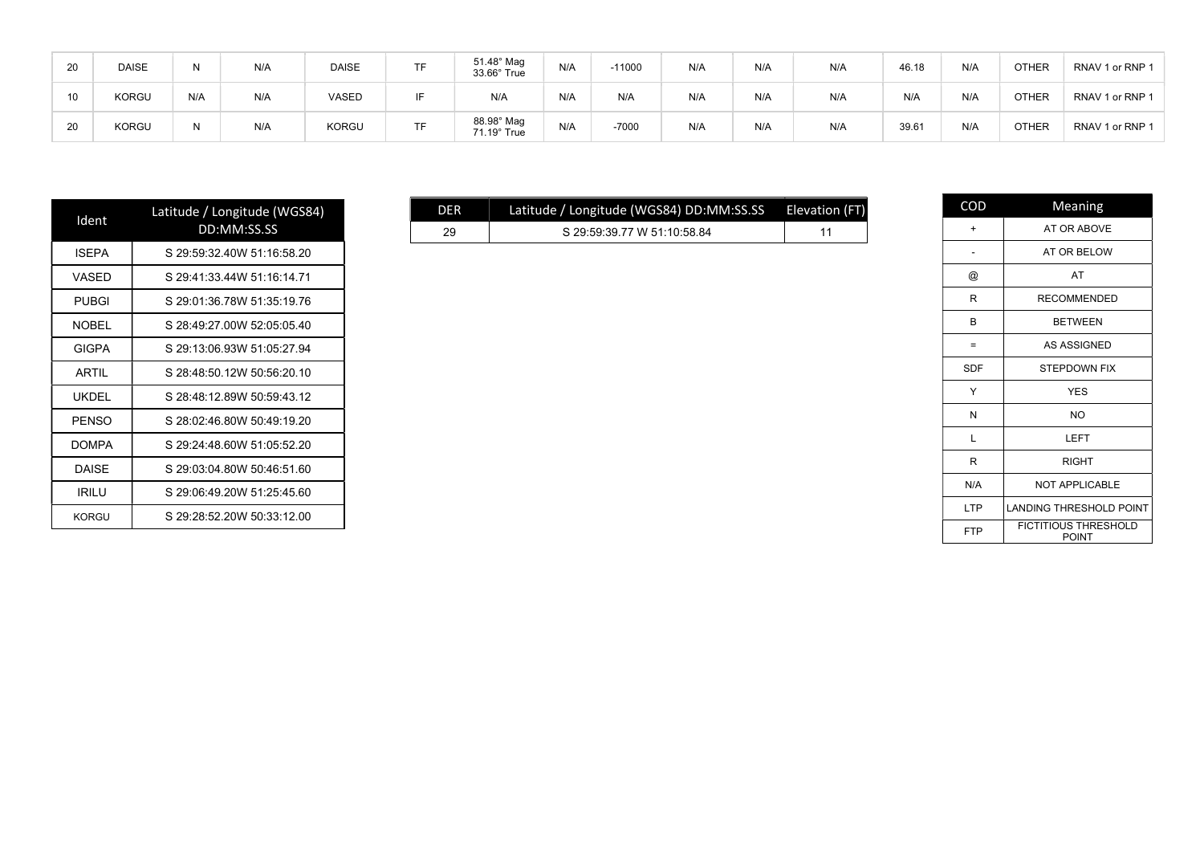| | | | | | | | | | | | | | | | |
|---|---|---|---|---|---|---|---|---|---|---|---|---|---|---|---|
| 20 | DAISE | N | N/A | DAISE | TF | 51.48° Mag 33.66° True | N/A | -11000 | N/A | N/A | N/A | 46.18 | N/A | OTHER | RNAV 1 or RNP 1 |
| 10 | KORGU | N/A | N/A | VASED | IF | N/A | N/A | N/A | N/A | N/A | N/A | N/A | N/A | OTHER | RNAV 1 or RNP 1 |
| 20 | KORGU | N | N/A | KORGU | TF | 88.98° Mag 71.19° True | N/A | -7000 | N/A | N/A | N/A | 39.61 | N/A | OTHER | RNAV 1 or RNP 1 |

| Ident | Latitude / Longitude (WGS84) DD:MM:SS.SS |
|---|---|
| ISEPA | S 29:59:32.40W 51:16:58.20 |
| VASED | S 29:41:33.44W 51:16:14.71 |
| PUBGI | S 29:01:36.78W 51:35:19.76 |
| NOBEL | S 28:49:27.00W 52:05:05.40 |
| GIGPA | S 29:13:06.93W 51:05:27.94 |
| ARTIL | S 28:48:50.12W 50:56:20.10 |
| UKDEL | S 28:48:12.89W 50:59:43.12 |
| PENSO | S 28:02:46.80W 50:49:19.20 |
| DOMPA | S 29:24:48.60W 51:05:52.20 |
| DAISE | S 29:03:04.80W 50:46:51.60 |
| IRILU | S 29:06:49.20W 51:25:45.60 |
| KORGU | S 29:28:52.20W 50:33:12.00 |

| DER | Latitude / Longitude (WGS84) DD:MM:SS.SS | Elevation (FT) |
|---|---|---|
| 29 | S 29:59:39.77 W 51:10:58.84 | 11 |

| COD | Meaning |
|---|---|
| + | AT OR ABOVE |
| - | AT OR BELOW |
| @ | AT |
| R | RECOMMENDED |
| B | BETWEEN |
| = | AS ASSIGNED |
| SDF | STEPDOWN FIX |
| Y | YES |
| N | NO |
| L | LEFT |
| R | RIGHT |
| N/A | NOT APPLICABLE |
| LTP | LANDING THRESHOLD POINT |
| FTP | FICTITIOUS THRESHOLD POINT |